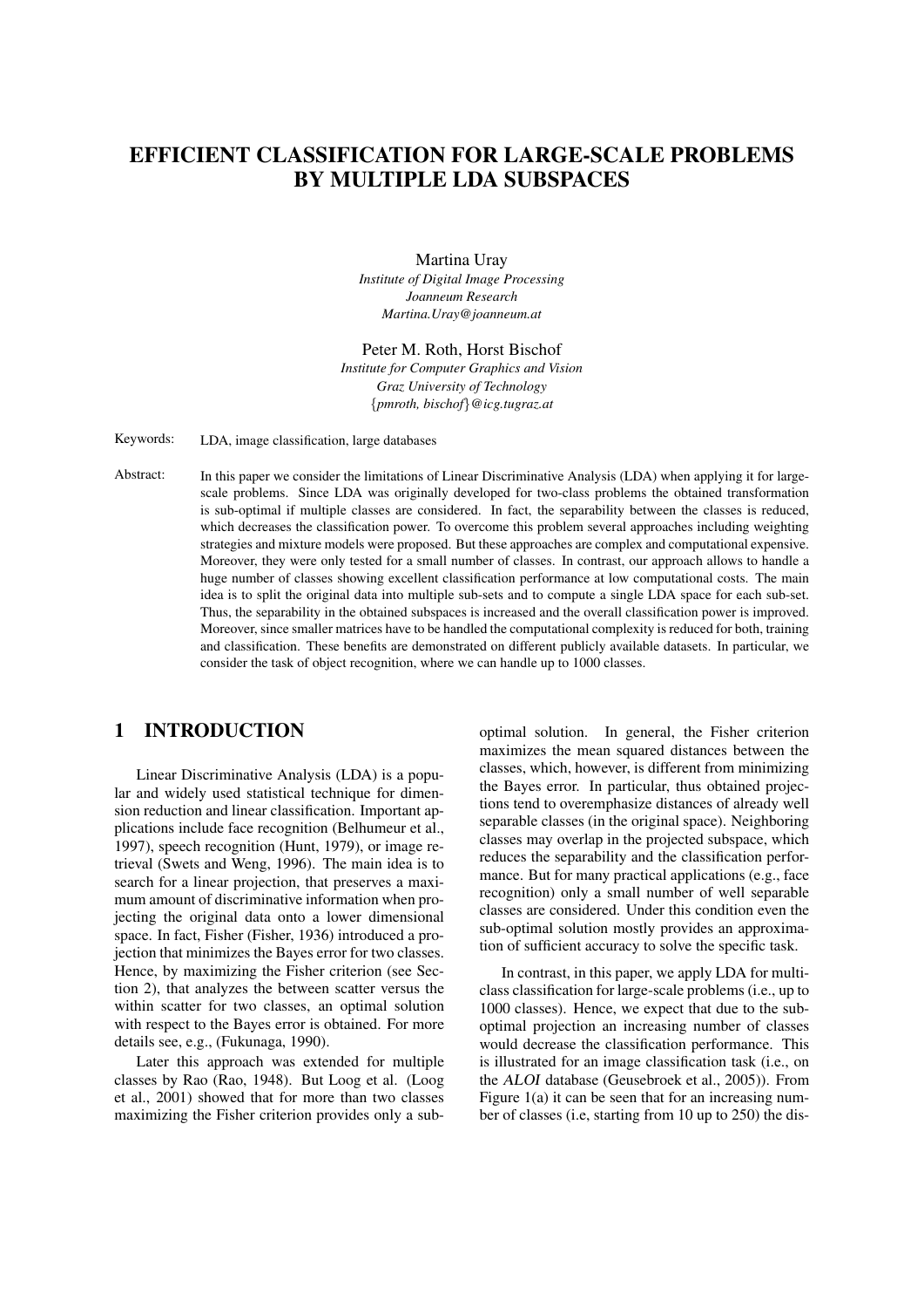# EFFICIENT CLASSIFICATION FOR LARGE-SCALE PROBLEMS BY MULTIPLE LDA SUBSPACES

Martina Uray
*Institute of Digital Image Processing*
*Joanneum Research*
*Martina.Uray@joanneum.at*

Peter M. Roth, Horst Bischof
*Institute for Computer Graphics and Vision*
*Graz University of Technology*
*{pmroth, bischof}@icg.tugraz.at*

Keywords: LDA, image classification, large databases

Abstract: In this paper we consider the limitations of Linear Discriminative Analysis (LDA) when applying it for large-scale problems. Since LDA was originally developed for two-class problems the obtained transformation is sub-optimal if multiple classes are considered. In fact, the separability between the classes is reduced, which decreases the classification power. To overcome this problem several approaches including weighting strategies and mixture models were proposed. But these approaches are complex and computational expensive. Moreover, they were only tested for a small number of classes. In contrast, our approach allows to handle a huge number of classes showing excellent classification performance at low computational costs. The main idea is to split the original data into multiple sub-sets and to compute a single LDA space for each sub-set. Thus, the separability in the obtained subspaces is increased and the overall classification power is improved. Moreover, since smaller matrices have to be handled the computational complexity is reduced for both, training and classification. These benefits are demonstrated on different publicly available datasets. In particular, we consider the task of object recognition, where we can handle up to 1000 classes.

## 1 INTRODUCTION

Linear Discriminative Analysis (LDA) is a popular and widely used statistical technique for dimension reduction and linear classification. Important applications include face recognition (Belhumeur et al., 1997), speech recognition (Hunt, 1979), or image retrieval (Swets and Weng, 1996). The main idea is to search for a linear projection, that preserves a maximum amount of discriminative information when projecting the original data onto a lower dimensional space. In fact, Fisher (Fisher, 1936) introduced a projection that minimizes the Bayes error for two classes. Hence, by maximizing the Fisher criterion (see Section 2), that analyzes the between scatter versus the within scatter for two classes, an optimal solution with respect to the Bayes error is obtained. For more details see, e.g., (Fukunaga, 1990).

Later this approach was extended for multiple classes by Rao (Rao, 1948). But Loog et al. (Loog et al., 2001) showed that for more than two classes maximizing the Fisher criterion provides only a sub-optimal solution. In general, the Fisher criterion maximizes the mean squared distances between the classes, which, however, is different from minimizing the Bayes error. In particular, thus obtained projections tend to overemphasize distances of already well separable classes (in the original space). Neighboring classes may overlap in the projected subspace, which reduces the separability and the classification performance. But for many practical applications (e.g., face recognition) only a small number of well separable classes are considered. Under this condition even the sub-optimal solution mostly provides an approximation of sufficient accuracy to solve the specific task.

In contrast, in this paper, we apply LDA for multi-class classification for large-scale problems (i.e., up to 1000 classes). Hence, we expect that due to the sub-optimal projection an increasing number of classes would decrease the classification performance. This is illustrated for an image classification task (i.e., on the *ALOI* database (Geusebroek et al., 2005)). From Figure 1(a) it can be seen that for an increasing number of classes (i.e, starting from 10 up to 250) the dis-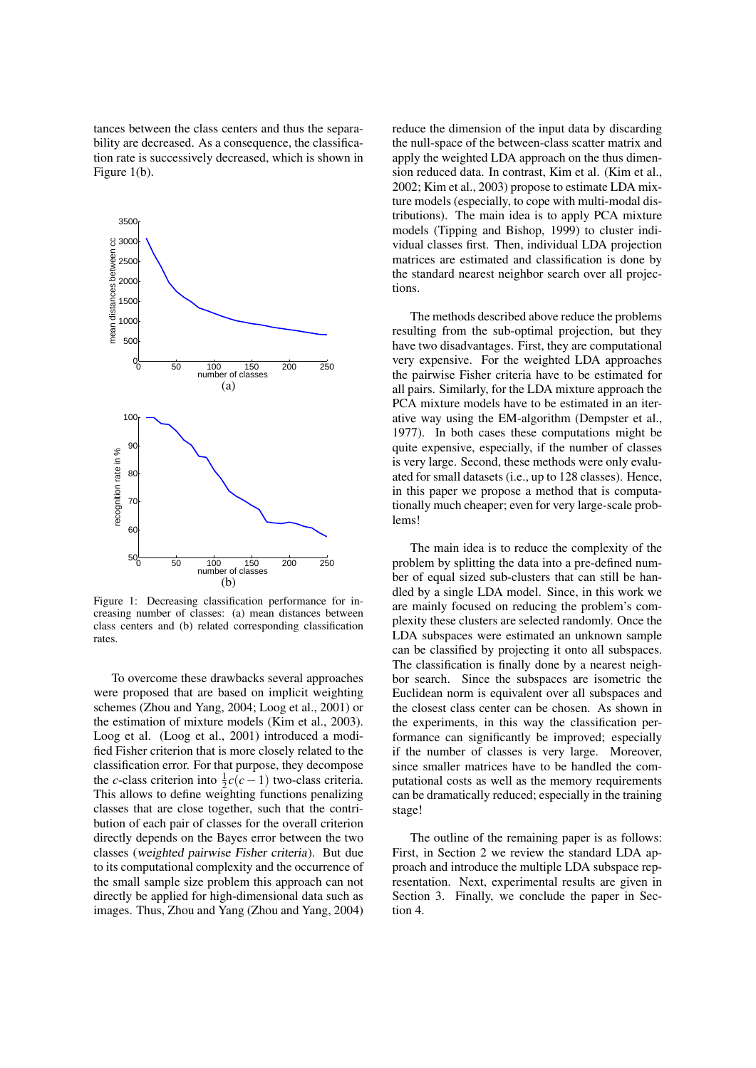tances between the class centers and thus the separability are decreased. As a consequence, the classification rate is successively decreased, which is shown in Figure 1(b).

Figure 1: Decreasing classification performance for increasing number of classes: (a) mean distances between class centers and (b) related corresponding classification rates.

To overcome these drawbacks several approaches were proposed that are based on implicit weighting schemes (Zhou and Yang, 2004; Loog et al., 2001) or the estimation of mixture models (Kim et al., 2003). Loog et al. (Loog et al., 2001) introduced a modified Fisher criterion that is more closely related to the classification error. For that purpose, they decompose the $c$-class criterion into $\frac{1}{2}c(c-1)$ two-class criteria. This allows to define weighting functions penalizing classes that are close together, such that the contribution of each pair of classes for the overall criterion directly depends on the Bayes error between the two classes (*weighted pairwise Fisher criteria*). But due to its computational complexity and the occurrence of the small sample size problem this approach can not directly be applied for high-dimensional data such as images. Thus, Zhou and Yang (Zhou and Yang, 2004) reduce the dimension of the input data by discarding the null-space of the between-class scatter matrix and apply the weighted LDA approach on the thus dimension reduced data. In contrast, Kim et al. (Kim et al., 2002; Kim et al., 2003) propose to estimate LDA mixture models (especially, to cope with multi-modal distributions). The main idea is to apply PCA mixture models (Tipping and Bishop, 1999) to cluster individual classes first. Then, individual LDA projection matrices are estimated and classification is done by the standard nearest neighbor search over all projections.

The methods described above reduce the problems resulting from the sub-optimal projection, but they have two disadvantages. First, they are computational very expensive. For the weighted LDA approaches the pairwise Fisher criteria have to be estimated for all pairs. Similarly, for the LDA mixture approach the PCA mixture models have to be estimated in an iterative way using the EM-algorithm (Dempster et al., 1977). In both cases these computations might be quite expensive, especially, if the number of classes is very large. Second, these methods were only evaluated for small datasets (i.e., up to 128 classes). Hence, in this paper we propose a method that is computationally much cheaper; even for very large-scale problems!

The main idea is to reduce the complexity of the problem by splitting the data into a pre-defined number of equal sized sub-clusters that can still be handled by a single LDA model. Since, in this work we are mainly focused on reducing the problem's complexity these clusters are selected randomly. Once the LDA subspaces were estimated an unknown sample can be classified by projecting it onto all subspaces. The classification is finally done by a nearest neighbor search. Since the subspaces are isometric the Euclidean norm is equivalent over all subspaces and the closest class center can be chosen. As shown in the experiments, in this way the classification performance can significantly be improved; especially if the number of classes is very large. Moreover, since smaller matrices have to be handled the computational costs as well as the memory requirements can be dramatically reduced; especially in the training stage!

The outline of the remaining paper is as follows: First, in Section 2 we review the standard LDA approach and introduce the multiple LDA subspace representation. Next, experimental results are given in Section 3. Finally, we conclude the paper in Section 4.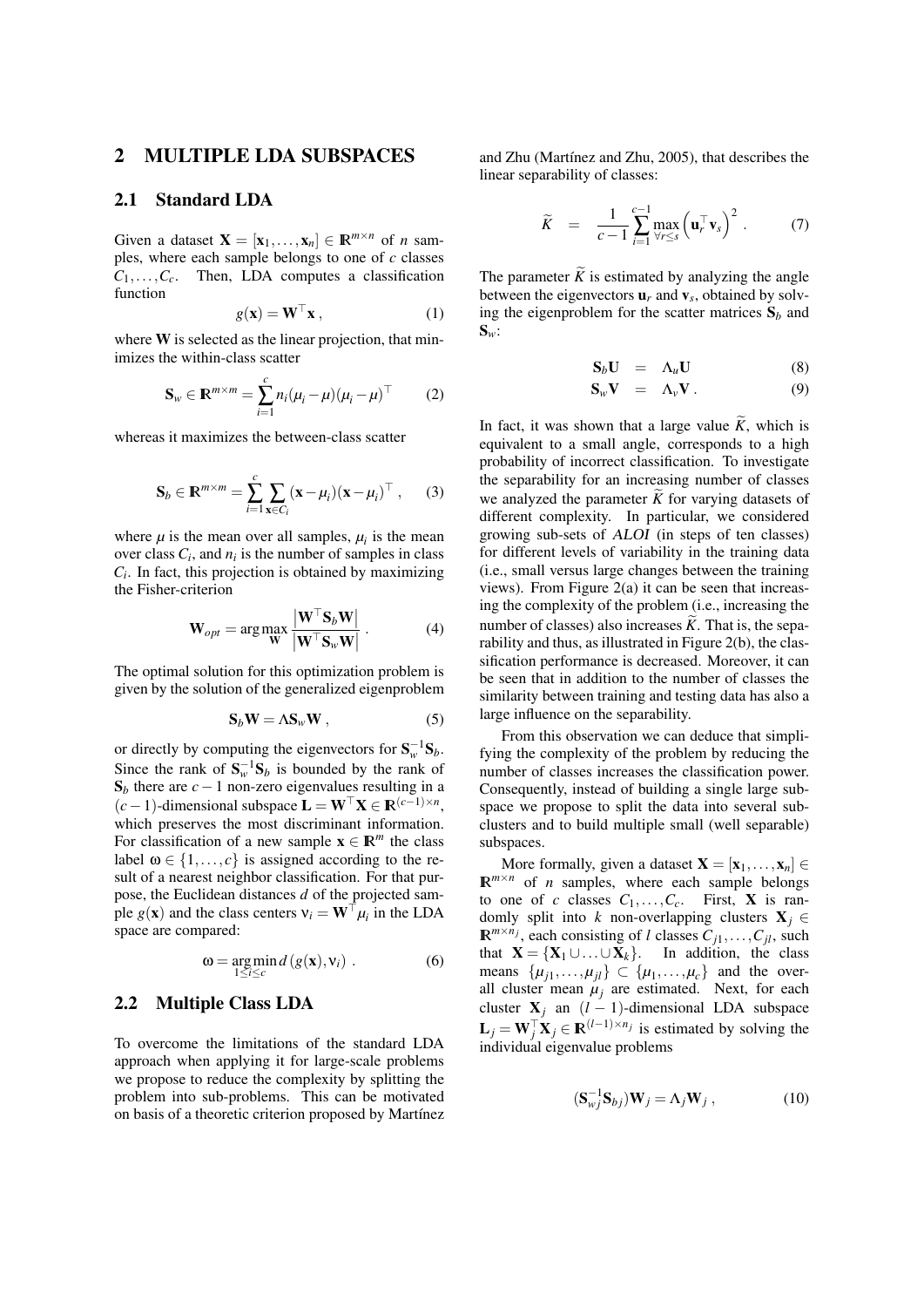## 2 MULTIPLE LDA SUBSPACES

### 2.1 Standard LDA

Given a dataset $\mathbf{X} = [\mathbf{x}_1, \ldots, \mathbf{x}_n] \in \mathbb{R}^{m \times n}$ of $n$ samples, where each sample belongs to one of $c$ classes $C_1, \ldots, C_c$. Then, LDA computes a classification function

$$g(\mathbf{x}) = \mathbf{W}^\top \mathbf{x} \,, \tag{1}$$

where $\mathbf{W}$ is selected as the linear projection, that minimizes the within-class scatter

$$\mathbf{S}_w \in \mathbb{R}^{m \times m} = \sum_{i=1}^{c} n_i (\mu_i - \mu)(\mu_i - \mu)^\top \tag{2}$$

whereas it maximizes the between-class scatter

$$\mathbf{S}_b \in \mathbb{R}^{m \times m} = \sum_{i=1}^{c} \sum_{\mathbf{x} \in C_i} (\mathbf{x} - \mu_i)(\mathbf{x} - \mu_i)^\top \,, \tag{3}$$

where $\mu$ is the mean over all samples, $\mu_i$ is the mean over class $C_i$, and $n_i$ is the number of samples in class $C_i$. In fact, this projection is obtained by maximizing the Fisher-criterion

$$\mathbf{W}_{opt} = \arg\max_{\mathbf{W}} \frac{\left| \mathbf{W}^\top \mathbf{S}_b \mathbf{W} \right|}{\left| \mathbf{W}^\top \mathbf{S}_w \mathbf{W} \right|} \,. \tag{4}$$

The optimal solution for this optimization problem is given by the solution of the generalized eigenproblem

$$\mathbf{S}_b \mathbf{W} = \Lambda \mathbf{S}_w \mathbf{W} \,, \tag{5}$$

or directly by computing the eigenvectors for $\mathbf{S}_w^{-1}\mathbf{S}_b$. Since the rank of $\mathbf{S}_w^{-1}\mathbf{S}_b$ is bounded by the rank of $\mathbf{S}_b$ there are $c-1$ non-zero eigenvalues resulting in a $(c-1)$-dimensional subspace $\mathbf{L} = \mathbf{W}^\top \mathbf{X} \in \mathbb{R}^{(c-1) \times n}$, which preserves the most discriminant information. For classification of a new sample $\mathbf{x} \in \mathbb{R}^m$ the class label $\omega \in \{1, \ldots, c\}$ is assigned according to the result of a nearest neighbor classification. For that purpose, the Euclidean distances $d$ of the projected sample $g(\mathbf{x})$ and the class centers $\nu_i = \mathbf{W}^\top \mu_i$ in the LDA space are compared:

$$\omega = \underset{1 \leq i \leq c}{\arg\min}\, d\left(g(\mathbf{x}), \nu_i\right) \,. \tag{6}$$

### 2.2 Multiple Class LDA

To overcome the limitations of the standard LDA approach when applying it for large-scale problems we propose to reduce the complexity by splitting the problem into sub-problems. This can be motivated on basis of a theoretic criterion proposed by Martínez and Zhu (Martínez and Zhu, 2005), that describes the linear separability of classes:

$$\widetilde{K} \quad = \quad \frac{1}{c-1} \sum_{i=1}^{c-1} \max_{\forall r \leq s} \left( \mathbf{u}_r^\top \mathbf{v}_s \right)^2 \,. \tag{7}$$

The parameter $\widetilde{K}$ is estimated by analyzing the angle between the eigenvectors $\mathbf{u}_r$ and $\mathbf{v}_s$, obtained by solving the eigenproblem for the scatter matrices $\mathbf{S}_b$ and $\mathbf{S}_w$:

$$\mathbf{S}_b \mathbf{U} \quad = \quad \Lambda_u \mathbf{U} \tag{8}$$

$$\mathbf{S}_w \mathbf{V} \quad = \quad \Lambda_v \mathbf{V} \,. \tag{9}$$

In fact, it was shown that a large value $\widetilde{K}$, which is equivalent to a small angle, corresponds to a high probability of incorrect classification. To investigate the separability for an increasing number of classes we analyzed the parameter $\widetilde{K}$ for varying datasets of different complexity. In particular, we considered growing sub-sets of *ALOI* (in steps of ten classes) for different levels of variability in the training data (i.e., small versus large changes between the training views). From Figure 2(a) it can be seen that increasing the complexity of the problem (i.e., increasing the number of classes) also increases $\widetilde{K}$. That is, the separability and thus, as illustrated in Figure 2(b), the classification performance is decreased. Moreover, it can be seen that in addition to the number of classes the similarity between training and testing data has also a large influence on the separability.

From this observation we can deduce that simplifying the complexity of the problem by reducing the number of classes increases the classification power. Consequently, instead of building a single large subspace we propose to split the data into several subclusters and to build multiple small (well separable) subspaces.

More formally, given a dataset $\mathbf{X} = [\mathbf{x}_1, \ldots, \mathbf{x}_n] \in \mathbb{R}^{m \times n}$ of $n$ samples, where each sample belongs to one of $c$ classes $C_1, \ldots, C_c$. First, $\mathbf{X}$ is randomly split into $k$ non-overlapping clusters $\mathbf{X}_j \in \mathbb{R}^{m \times n_j}$, each consisting of $l$ classes $C_{j1}, \ldots, C_{jl}$, such that $\mathbf{X} = \{\mathbf{X}_1 \cup \ldots \cup \mathbf{X}_k\}$. In addition, the class means $\{\mu_{j1}, \ldots, \mu_{jl}\} \subset \{\mu_1, \ldots, \mu_c\}$ and the overall cluster mean $\mu_j$ are estimated. Next, for each cluster $\mathbf{X}_j$ an $(l-1)$-dimensional LDA subspace $\mathbf{L}_j = \mathbf{W}_j^\top \mathbf{X}_j \in \mathbb{R}^{(l-1) \times n_j}$ is estimated by solving the individual eigenvalue problems

$$(\mathbf{S}_{wj}^{-1} \mathbf{S}_{bj}) \mathbf{W}_j = \Lambda_j \mathbf{W}_j \,, \tag{10}$$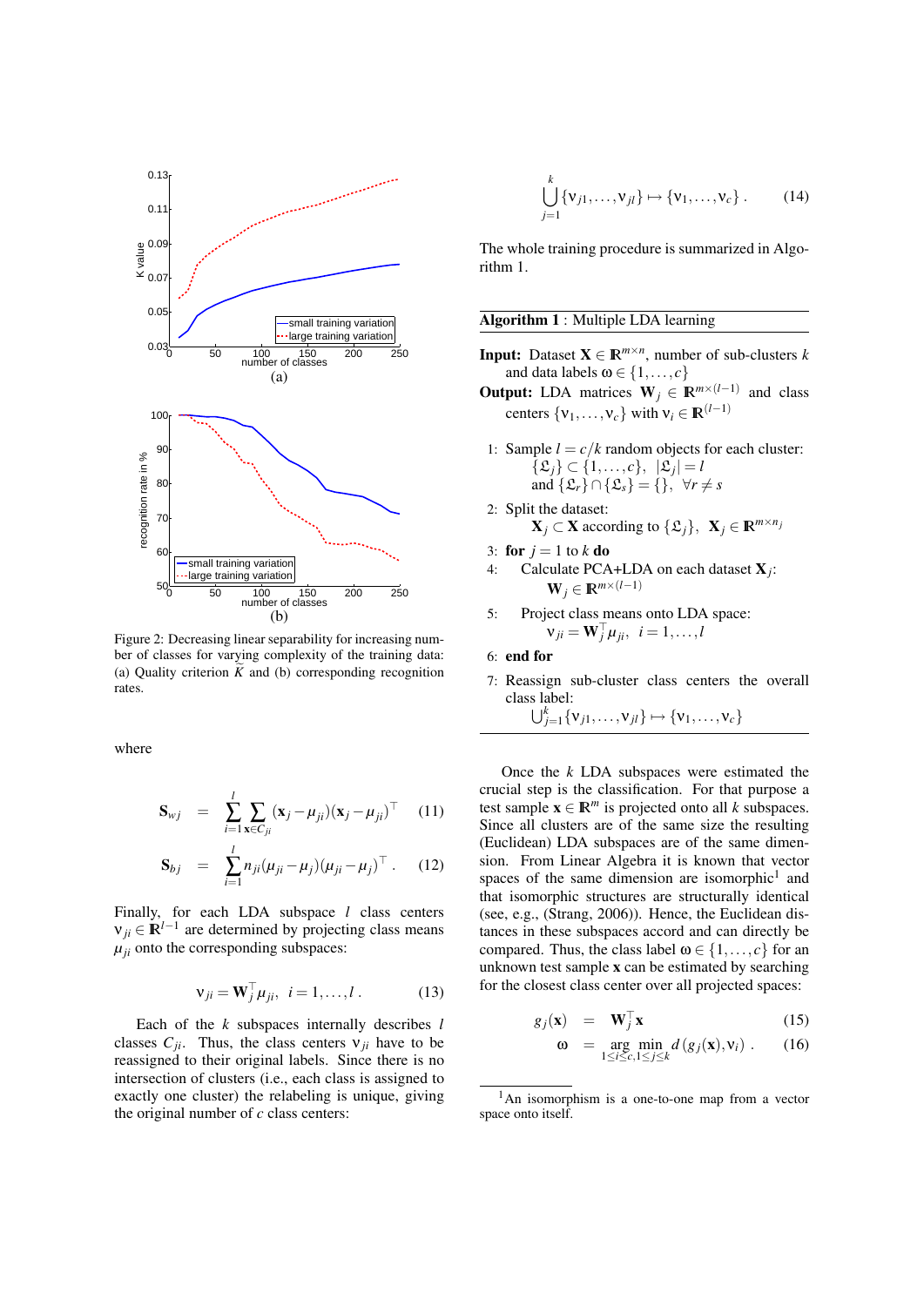Figure 2: Decreasing linear separability for increasing number of classes for varying complexity of the training data: (a) Quality criterion $\widetilde{K}$ and (b) corresponding recognition rates.

where

$$\mathbf{S}_{wj} = \sum_{i=1}^{l} \sum_{\mathbf{x} \in C_{ji}} (\mathbf{x}_j - \mu_{ji})(\mathbf{x}_j - \mu_{ji})^\top \qquad (11)$$

$$\mathbf{S}_{bj} = \sum_{i=1}^{l} n_{ji}(\mu_{ji} - \mu_j)(\mu_{ji} - \mu_j)^\top . \qquad (12)$$

Finally, for each LDA subspace $l$ class centers $\nu_{ji} \in \mathbb{R}^{l-1}$ are determined by projecting class means $\mu_{ji}$ onto the corresponding subspaces:

$$\nu_{ji} = \mathbf{W}_j^\top \mu_{ji}, \;\; i = 1, \ldots, l \, . \qquad (13)$$

Each of the $k$ subspaces internally describes $l$ classes $C_{ji}$. Thus, the class centers $\nu_{ji}$ have to be reassigned to their original labels. Since there is no intersection of clusters (i.e., each class is assigned to exactly one cluster) the relabeling is unique, giving the original number of $c$ class centers:

$$\bigcup_{j=1}^{k} \{\nu_{j1}, \ldots, \nu_{jl}\} \mapsto \{\nu_1, \ldots, \nu_c\} \, . \qquad (14)$$

The whole training procedure is summarized in Algorithm 1.

**Algorithm 1** : Multiple LDA learning

**Input:** Dataset $\mathbf{X} \in \mathbb{R}^{m \times n}$, number of sub-clusters $k$ and data labels $\omega \in \{1, \ldots, c\}$

**Output:** LDA matrices $\mathbf{W}_j \in \mathbb{R}^{m \times (l-1)}$ and class centers $\{\nu_1, \ldots, \nu_c\}$ with $\nu_i \in \mathbb{R}^{(l-1)}$

1: Sample $l = c/k$ random objects for each cluster: $\{\mathfrak{L}_j\} \subset \{1, \ldots, c\}, \;\; |\mathfrak{L}_j| = l$ and $\{\mathfrak{L}_r\} \cap \{\mathfrak{L}_s\} = \{\}, \;\; \forall r \neq s$

2: Split the dataset: $\mathbf{X}_j \subset \mathbf{X}$ according to $\{\mathfrak{L}_j\}, \;\; \mathbf{X}_j \in \mathbb{R}^{m \times n_j}$

3: **for** $j = 1$ to $k$ **do**

4: Calculate PCA+LDA on each dataset $\mathbf{X}_j$: $\mathbf{W}_j \in \mathbb{R}^{m \times (l-1)}$

5: Project class means onto LDA space: $\nu_{ji} = \mathbf{W}_j^\top \mu_{ji}, \;\; i = 1, \ldots, l$

6: **end for**

7: Reassign sub-cluster class centers the overall class label: $\bigcup_{j=1}^{k} \{\nu_{j1}, \ldots, \nu_{jl}\} \mapsto \{\nu_1, \ldots, \nu_c\}$

Once the $k$ LDA subspaces were estimated the crucial step is the classification. For that purpose a test sample $\mathbf{x} \in \mathbb{R}^m$ is projected onto all $k$ subspaces. Since all clusters are of the same size the resulting (Euclidean) LDA subspaces are of the same dimension. From Linear Algebra it is known that vector spaces of the same dimension are isomorphic[1] and that isomorphic structures are structurally identical (see, e.g., (Strang, 2006)). Hence, the Euclidean distances in these subspaces accord and can directly be compared. Thus, the class label $\omega \in \{1, \ldots, c\}$ for an unknown test sample $\mathbf{x}$ can be estimated by searching for the closest class center over all projected spaces:

$$g_j(\mathbf{x}) = \mathbf{W}_j^\top \mathbf{x} \qquad (15)$$

$$\omega = \underset{1 \leq i \leq c, 1 \leq j \leq k}{\arg\min} \; d\left(g_j(\mathbf{x}), \nu_i\right) . \qquad (16)$$

[1] An isomorphism is a one-to-one map from a vector space onto itself.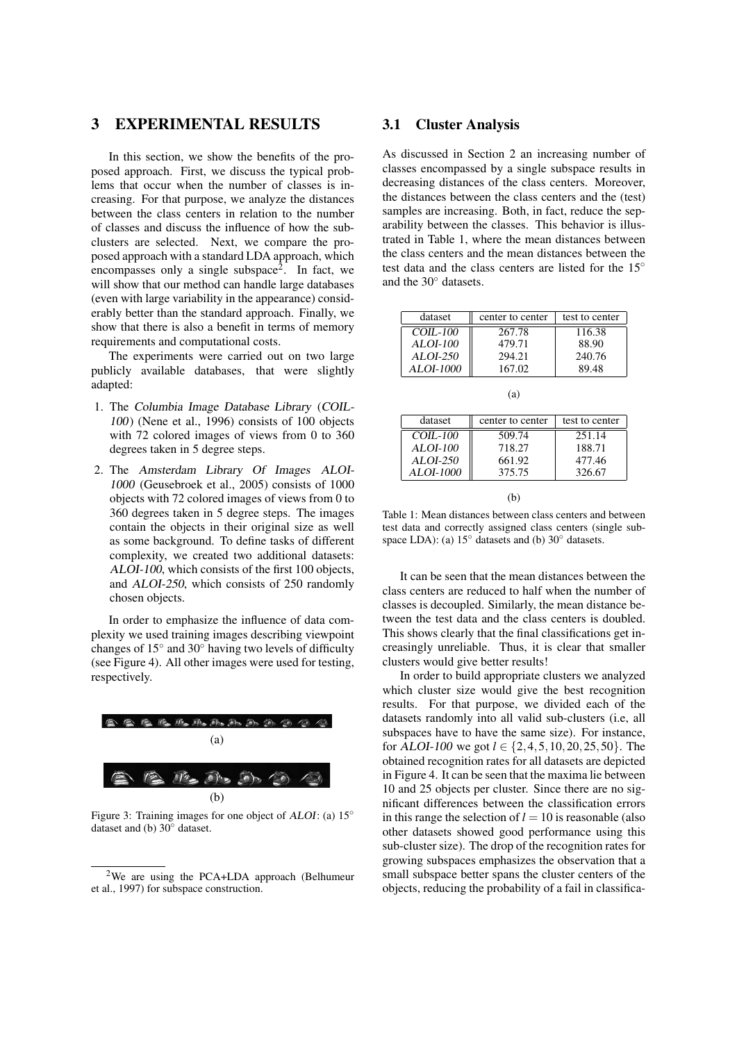## 3 EXPERIMENTAL RESULTS

In this section, we show the benefits of the proposed approach. First, we discuss the typical problems that occur when the number of classes is increasing. For that purpose, we analyze the distances between the class centers in relation to the number of classes and discuss the influence of how the sub-clusters are selected. Next, we compare the proposed approach with a standard LDA approach, which encompasses only a single subspace[2]. In fact, we will show that our method can handle large databases (even with large variability in the appearance) considerably better than the standard approach. Finally, we show that there is also a benefit in terms of memory requirements and computational costs.

The experiments were carried out on two large publicly available databases, that were slightly adapted:

1. The *Columbia Image Database Library* (*COIL-100*) (Nene et al., 1996) consists of 100 objects with 72 colored images of views from 0 to 360 degrees taken in 5 degree steps.
2. The *Amsterdam Library Of Images ALOI-1000* (Geusebroek et al., 2005) consists of 1000 objects with 72 colored images of views from 0 to 360 degrees taken in 5 degree steps. The images contain the objects in their original size as well as some background. To define tasks of different complexity, we created two additional datasets: *ALOI-100*, which consists of the first 100 objects, and *ALOI-250*, which consists of 250 randomly chosen objects.

In order to emphasize the influence of data complexity we used training images describing viewpoint changes of 15° and 30° having two levels of difficulty (see Figure 4). All other images were used for testing, respectively.

(a)

(b)

Figure 3: Training images for one object of *ALOI*: (a) 15° dataset and (b) 30° dataset.

[2] We are using the PCA+LDA approach (Belhumeur et al., 1997) for subspace construction.

### 3.1 Cluster Analysis

As discussed in Section 2 an increasing number of classes encompassed by a single subspace results in decreasing distances of the class centers. Moreover, the distances between the class centers and the (test) samples are increasing. Both, in fact, reduce the separability between the classes. This behavior is illustrated in Table 1, where the mean distances between the class centers and the mean distances between the test data and the class centers are listed for the 15° and the 30° datasets.

| dataset | center to center | test to center |
|---|---|---|
| *COIL-100* | 267.78 | 116.38 |
| *ALOI-100* | 479.71 | 88.90 |
| *ALOI-250* | 294.21 | 240.76 |
| *ALOI-1000* | 167.02 | 89.48 |

(a)

| dataset | center to center | test to center |
|---|---|---|
| *COIL-100* | 509.74 | 251.14 |
| *ALOI-100* | 718.27 | 188.71 |
| *ALOI-250* | 661.92 | 477.46 |
| *ALOI-1000* | 375.75 | 326.67 |

(b)

Table 1: Mean distances between class centers and between test data and correctly assigned class centers (single subspace LDA): (a) 15° datasets and (b) 30° datasets.

It can be seen that the mean distances between the class centers are reduced to half when the number of classes is decoupled. Similarly, the mean distance between the test data and the class centers is doubled. This shows clearly that the final classifications get increasingly unreliable. Thus, it is clear that smaller clusters would give better results!

In order to build appropriate clusters we analyzed which cluster size would give the best recognition results. For that purpose, we divided each of the datasets randomly into all valid sub-clusters (i.e, all subspaces have to have the same size). For instance, for *ALOI-100* we got $l \in \{2, 4, 5, 10, 20, 25, 50\}$. The obtained recognition rates for all datasets are depicted in Figure 4. It can be seen that the maxima lie between 10 and 25 objects per cluster. Since there are no significant differences between the classification errors in this range the selection of $l = 10$ is reasonable (also other datasets showed good performance using this sub-cluster size). The drop of the recognition rates for growing subspaces emphasizes the observation that a small subspace better spans the cluster centers of the objects, reducing the probability of a fail in classifica-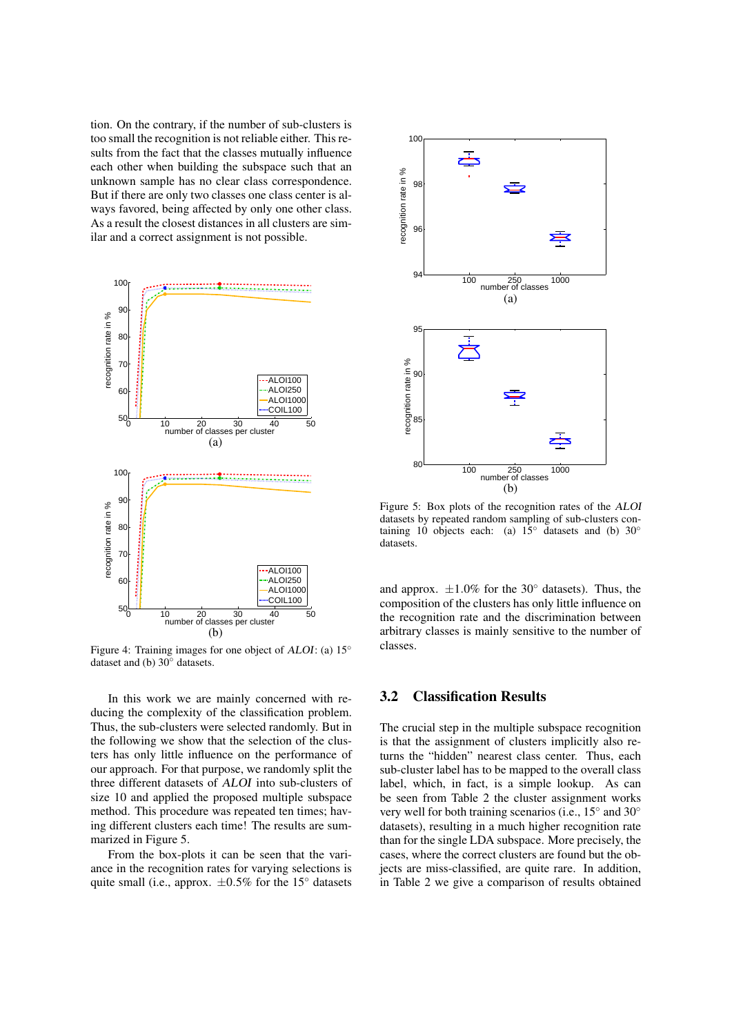tion. On the contrary, if the number of sub-clusters is too small the recognition is not reliable either. This results from the fact that the classes mutually influence each other when building the subspace such that an unknown sample has no clear class correspondence. But if there are only two classes one class center is always favored, being affected by only one other class. As a result the closest distances in all clusters are similar and a correct assignment is not possible.

Figure 4: Training images for one object of *ALOI*: (a) 15° dataset and (b) 30° datasets.

In this work we are mainly concerned with reducing the complexity of the classification problem. Thus, the sub-clusters were selected randomly. But in the following we show that the selection of the clusters has only little influence on the performance of our approach. For that purpose, we randomly split the three different datasets of *ALOI* into sub-clusters of size 10 and applied the proposed multiple subspace method. This procedure was repeated ten times; having different clusters each time! The results are summarized in Figure 5.

From the box-plots it can be seen that the variance in the recognition rates for varying selections is quite small (i.e., approx. $\pm 0.5\%$ for the 15° datasets and approx. $\pm 1.0\%$ for the 30° datasets). Thus, the composition of the clusters has only little influence on the recognition rate and the discrimination between arbitrary classes is mainly sensitive to the number of classes.

Figure 5: Box plots of the recognition rates of the *ALOI* datasets by repeated random sampling of sub-clusters containing 10 objects each: (a) 15° datasets and (b) 30° datasets.

## 3.2 Classification Results

The crucial step in the multiple subspace recognition is that the assignment of clusters implicitly also returns the "hidden" nearest class center. Thus, each sub-cluster label has to be mapped to the overall class label, which, in fact, is a simple lookup. As can be seen from Table 2 the cluster assignment works very well for both training scenarios (i.e., 15° and 30° datasets), resulting in a much higher recognition rate than for the single LDA subspace. More precisely, the cases, where the correct clusters are found but the objects are miss-classified, are quite rare. In addition, in Table 2 we give a comparison of results obtained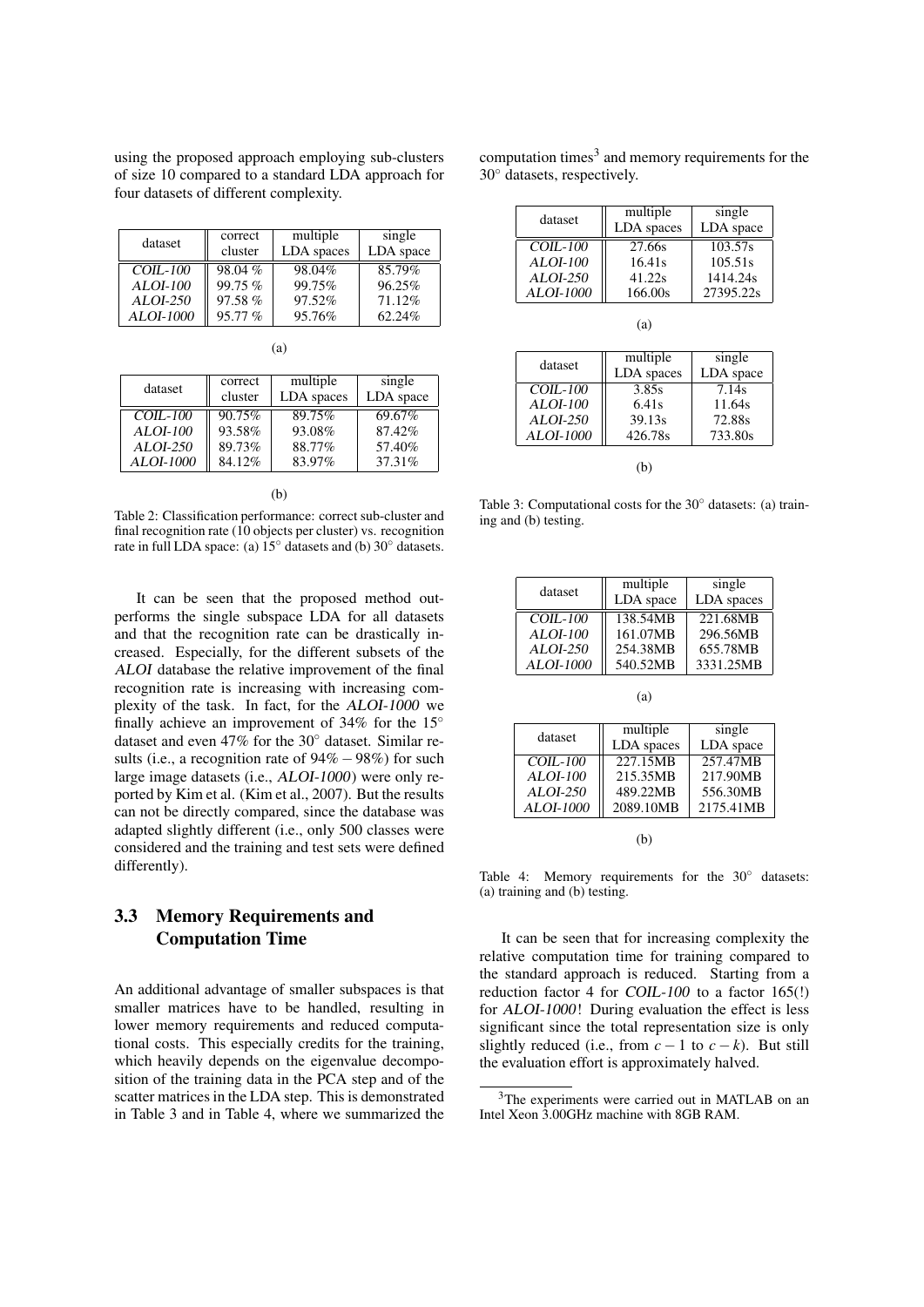using the proposed approach employing sub-clusters of size 10 compared to a standard LDA approach for four datasets of different complexity.

| dataset | correct cluster | multiple LDA spaces | single LDA space |
|---|---|---|---|
| *COIL-100* | 98.04 % | 98.04% | 85.79% |
| *ALOI-100* | 99.75 % | 99.75% | 96.25% |
| *ALOI-250* | 97.58 % | 97.52% | 71.12% |
| *ALOI-1000* | 95.77 % | 95.76% | 62.24% |

(a)

| dataset | correct cluster | multiple LDA spaces | single LDA space |
|---|---|---|---|
| *COIL-100* | 90.75% | 89.75% | 69.67% |
| *ALOI-100* | 93.58% | 93.08% | 87.42% |
| *ALOI-250* | 89.73% | 88.77% | 57.40% |
| *ALOI-1000* | 84.12% | 83.97% | 37.31% |

(b)

Table 2: Classification performance: correct sub-cluster and final recognition rate (10 objects per cluster) vs. recognition rate in full LDA space: (a) 15° datasets and (b) 30° datasets.

It can be seen that the proposed method outperforms the single subspace LDA for all datasets and that the recognition rate can be drastically increased. Especially, for the different subsets of the *ALOI* database the relative improvement of the final recognition rate is increasing with increasing complexity of the task. In fact, for the *ALOI-1000* we finally achieve an improvement of 34% for the 15° dataset and even 47% for the 30° dataset. Similar results (i.e., a recognition rate of $94\% - 98\%$) for such large image datasets (i.e., *ALOI-1000*) were only reported by Kim et al. (Kim et al., 2007). But the results can not be directly compared, since the database was adapted slightly different (i.e., only 500 classes were considered and the training and test sets were defined differently).

### 3.3 Memory Requirements and Computation Time

An additional advantage of smaller subspaces is that smaller matrices have to be handled, resulting in lower memory requirements and reduced computational costs. This especially credits for the training, which heavily depends on the eigenvalue decomposition of the training data in the PCA step and of the scatter matrices in the LDA step. This is demonstrated in Table 3 and in Table 4, where we summarized the computation times[3] and memory requirements for the 30° datasets, respectively.

| dataset | multiple LDA spaces | single LDA space |
|---|---|---|
| *COIL-100* | 27.66s | 103.57s |
| *ALOI-100* | 16.41s | 105.51s |
| *ALOI-250* | 41.22s | 1414.24s |
| *ALOI-1000* | 166.00s | 27395.22s |

(a)

| dataset | multiple LDA spaces | single LDA space |
|---|---|---|
| *COIL-100* | 3.85s | 7.14s |
| *ALOI-100* | 6.41s | 11.64s |
| *ALOI-250* | 39.13s | 72.88s |
| *ALOI-1000* | 426.78s | 733.80s |

(b)

Table 3: Computational costs for the 30° datasets: (a) training and (b) testing.

| dataset | multiple LDA space | single LDA spaces |
|---|---|---|
| *COIL-100* | 138.54MB | 221.68MB |
| *ALOI-100* | 161.07MB | 296.56MB |
| *ALOI-250* | 254.38MB | 655.78MB |
| *ALOI-1000* | 540.52MB | 3331.25MB |

(a)

| dataset | multiple LDA spaces | single LDA space |
|---|---|---|
| *COIL-100* | 227.15MB | 257.47MB |
| *ALOI-100* | 215.35MB | 217.90MB |
| *ALOI-250* | 489.22MB | 556.30MB |
| *ALOI-1000* | 2089.10MB | 2175.41MB |

(b)

Table 4: Memory requirements for the 30° datasets: (a) training and (b) testing.

It can be seen that for increasing complexity the relative computation time for training compared to the standard approach is reduced. Starting from a reduction factor 4 for *COIL-100* to a factor 165(!) for *ALOI-1000*! During evaluation the effect is less significant since the total representation size is only slightly reduced (i.e., from $c-1$ to $c-k$). But still the evaluation effort is approximately halved.

[3] The experiments were carried out in MATLAB on an Intel Xeon 3.00GHz machine with 8GB RAM.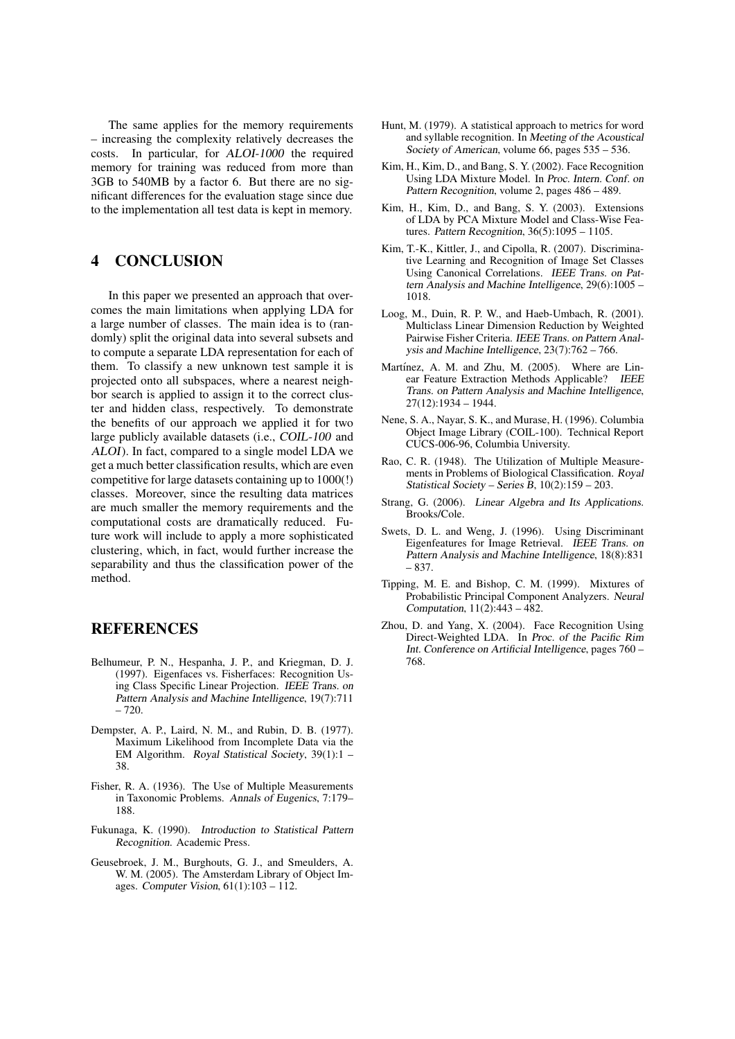The same applies for the memory requirements – increasing the complexity relatively decreases the costs. In particular, for *ALOI-1000* the required memory for training was reduced from more than 3GB to 540MB by a factor 6. But there are no significant differences for the evaluation stage since due to the implementation all test data is kept in memory.

## 4 CONCLUSION

In this paper we presented an approach that overcomes the main limitations when applying LDA for a large number of classes. The main idea is to (randomly) split the original data into several subsets and to compute a separate LDA representation for each of them. To classify a new unknown test sample it is projected onto all subspaces, where a nearest neighbor search is applied to assign it to the correct cluster and hidden class, respectively. To demonstrate the benefits of our approach we applied it for two large publicly available datasets (i.e., *COIL-100* and *ALOI*). In fact, compared to a single model LDA we get a much better classification results, which are even competitive for large datasets containing up to 1000(!) classes. Moreover, since the resulting data matrices are much smaller the memory requirements and the computational costs are dramatically reduced. Future work will include to apply a more sophisticated clustering, which, in fact, would further increase the separability and thus the classification power of the method.

## REFERENCES

Belhumeur, P. N., Hespanha, J. P., and Kriegman, D. J. (1997). Eigenfaces vs. Fisherfaces: Recognition Using Class Specific Linear Projection. *IEEE Trans. on Pattern Analysis and Machine Intelligence*, 19(7):711 – 720.

Dempster, A. P., Laird, N. M., and Rubin, D. B. (1977). Maximum Likelihood from Incomplete Data via the EM Algorithm. *Royal Statistical Society*, 39(1):1 – 38.

Fisher, R. A. (1936). The Use of Multiple Measurements in Taxonomic Problems. *Annals of Eugenics*, 7:179–188.

Fukunaga, K. (1990). *Introduction to Statistical Pattern Recognition*. Academic Press.

Geusebroek, J. M., Burghouts, G. J., and Smeulders, A. W. M. (2005). The Amsterdam Library of Object Images. *Computer Vision*, 61(1):103 – 112.

Hunt, M. (1979). A statistical approach to metrics for word and syllable recognition. In *Meeting of the Acoustical Society of American*, volume 66, pages 535 – 536.

Kim, H., Kim, D., and Bang, S. Y. (2002). Face Recognition Using LDA Mixture Model. In *Proc. Intern. Conf. on Pattern Recognition*, volume 2, pages 486 – 489.

Kim, H., Kim, D., and Bang, S. Y. (2003). Extensions of LDA by PCA Mixture Model and Class-Wise Features. *Pattern Recognition*, 36(5):1095 – 1105.

Kim, T.-K., Kittler, J., and Cipolla, R. (2007). Discriminative Learning and Recognition of Image Set Classes Using Canonical Correlations. *IEEE Trans. on Pattern Analysis and Machine Intelligence*, 29(6):1005 – 1018.

Loog, M., Duin, R. P. W., and Haeb-Umbach, R. (2001). Multiclass Linear Dimension Reduction by Weighted Pairwise Fisher Criteria. *IEEE Trans. on Pattern Analysis and Machine Intelligence*, 23(7):762 – 766.

Martínez, A. M. and Zhu, M. (2005). Where are Linear Feature Extraction Methods Applicable? *IEEE Trans. on Pattern Analysis and Machine Intelligence*, 27(12):1934 – 1944.

Nene, S. A., Nayar, S. K., and Murase, H. (1996). Columbia Object Image Library (COIL-100). Technical Report CUCS-006-96, Columbia University.

Rao, C. R. (1948). The Utilization of Multiple Measurements in Problems of Biological Classification. *Royal Statistical Society – Series B*, 10(2):159 – 203.

Strang, G. (2006). *Linear Algebra and Its Applications*. Brooks/Cole.

Swets, D. L. and Weng, J. (1996). Using Discriminant Eigenfeatures for Image Retrieval. *IEEE Trans. on Pattern Analysis and Machine Intelligence*, 18(8):831 – 837.

Tipping, M. E. and Bishop, C. M. (1999). Mixtures of Probabilistic Principal Component Analyzers. *Neural Computation*, 11(2):443 – 482.

Zhou, D. and Yang, X. (2004). Face Recognition Using Direct-Weighted LDA. In *Proc. of the Pacific Rim Int. Conference on Artificial Intelligence*, pages 760 – 768.